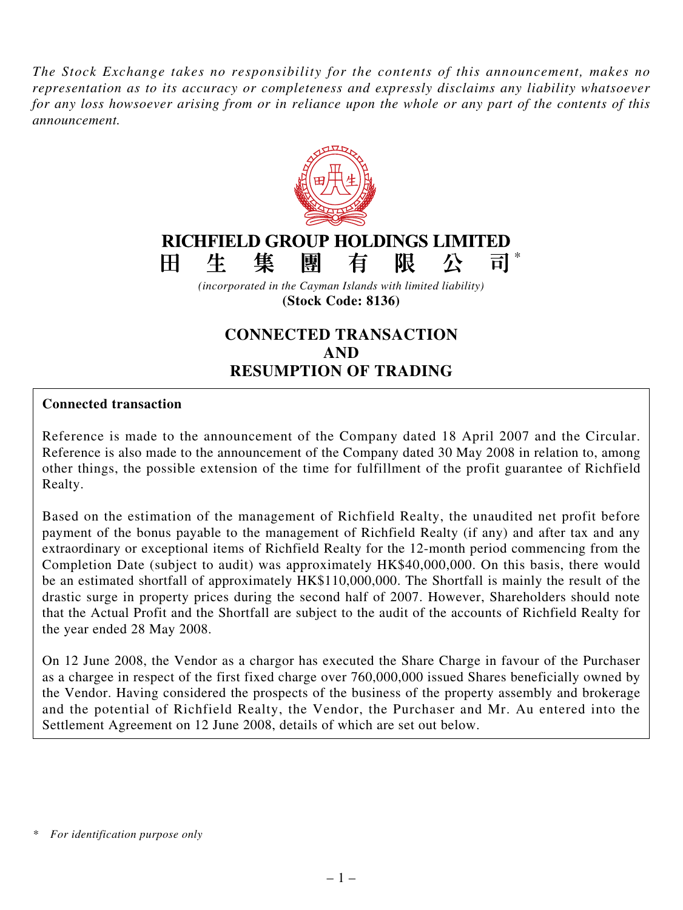*The Stock Exchange takes no responsibility for the contents of this announcement, makes no representation as to its accuracy or completeness and expressly disclaims any liability whatsoever for any loss howsoever arising from or in reliance upon the whole or any part of the contents of this announcement.*

# RICHFIELD GROUP HOLDINGS LIMITED
# 田 生 集 團 有 限 公 司*

*(incorporated in the Cayman Islands with limited liability)*

**(Stock Code: 8136)**

## CONNECTED TRANSACTION AND RESUMPTION OF TRADING

**Connected transaction**

Reference is made to the announcement of the Company dated 18 April 2007 and the Circular. Reference is also made to the announcement of the Company dated 30 May 2008 in relation to, among other things, the possible extension of the time for fulfillment of the profit guarantee of Richfield Realty.

Based on the estimation of the management of Richfield Realty, the unaudited net profit before payment of the bonus payable to the management of Richfield Realty (if any) and after tax and any extraordinary or exceptional items of Richfield Realty for the 12-month period commencing from the Completion Date (subject to audit) was approximately HK$40,000,000. On this basis, there would be an estimated shortfall of approximately HK$110,000,000. The Shortfall is mainly the result of the drastic surge in property prices during the second half of 2007. However, Shareholders should note that the Actual Profit and the Shortfall are subject to the audit of the accounts of Richfield Realty for the year ended 28 May 2008.

On 12 June 2008, the Vendor as a chargor has executed the Share Charge in favour of the Purchaser as a chargee in respect of the first fixed charge over 760,000,000 issued Shares beneficially owned by the Vendor. Having considered the prospects of the business of the property assembly and brokerage and the potential of Richfield Realty, the Vendor, the Purchaser and Mr. Au entered into the Settlement Agreement on 12 June 2008, details of which are set out below.

\* *For identification purpose only*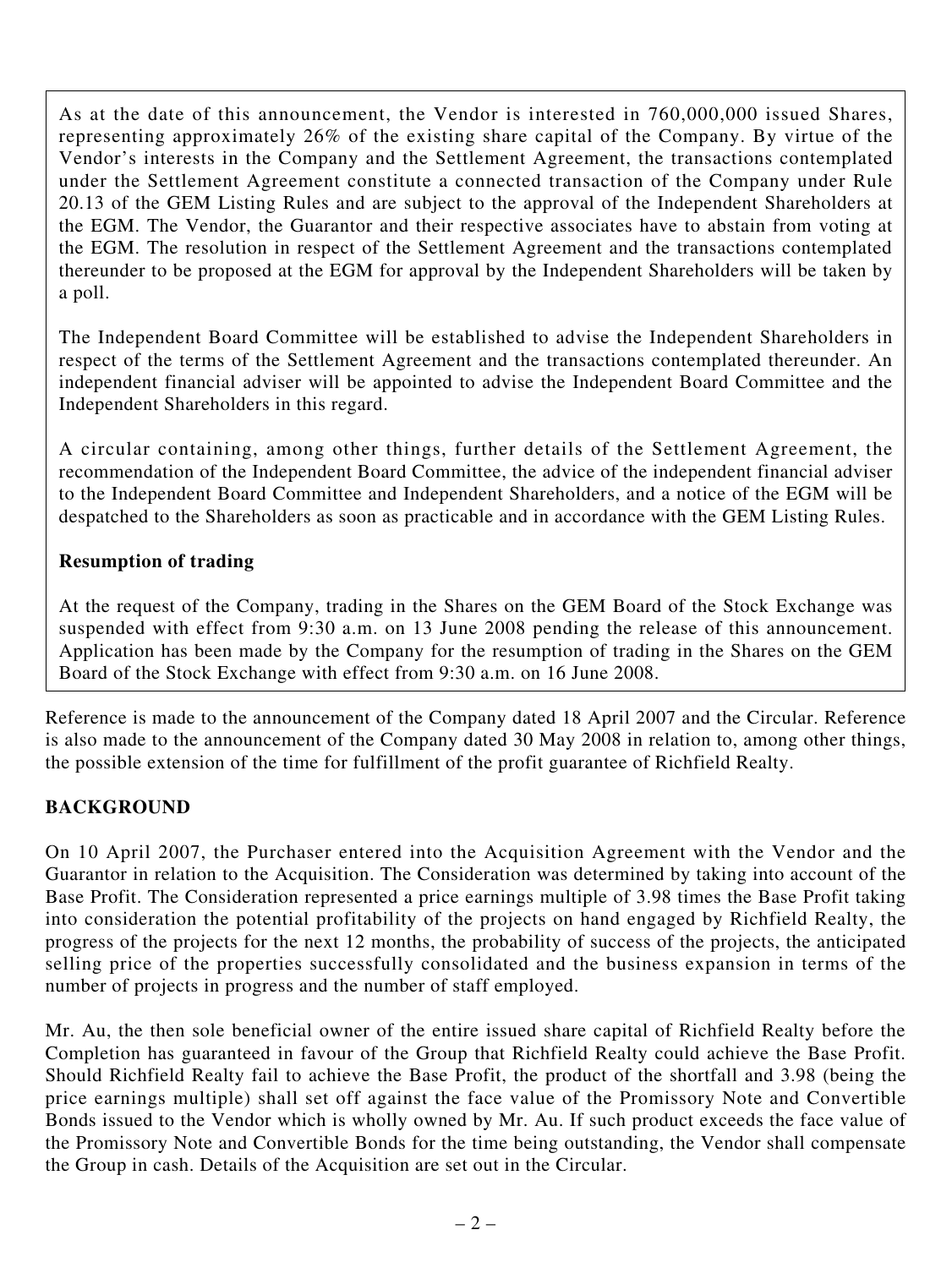As at the date of this announcement, the Vendor is interested in 760,000,000 issued Shares, representing approximately 26% of the existing share capital of the Company. By virtue of the Vendor's interests in the Company and the Settlement Agreement, the transactions contemplated under the Settlement Agreement constitute a connected transaction of the Company under Rule 20.13 of the GEM Listing Rules and are subject to the approval of the Independent Shareholders at the EGM. The Vendor, the Guarantor and their respective associates have to abstain from voting at the EGM. The resolution in respect of the Settlement Agreement and the transactions contemplated thereunder to be proposed at the EGM for approval by the Independent Shareholders will be taken by a poll.

The Independent Board Committee will be established to advise the Independent Shareholders in respect of the terms of the Settlement Agreement and the transactions contemplated thereunder. An independent financial adviser will be appointed to advise the Independent Board Committee and the Independent Shareholders in this regard.

A circular containing, among other things, further details of the Settlement Agreement, the recommendation of the Independent Board Committee, the advice of the independent financial adviser to the Independent Board Committee and Independent Shareholders, and a notice of the EGM will be despatched to the Shareholders as soon as practicable and in accordance with the GEM Listing Rules.

**Resumption of trading**

At the request of the Company, trading in the Shares on the GEM Board of the Stock Exchange was suspended with effect from 9:30 a.m. on 13 June 2008 pending the release of this announcement. Application has been made by the Company for the resumption of trading in the Shares on the GEM Board of the Stock Exchange with effect from 9:30 a.m. on 16 June 2008.

Reference is made to the announcement of the Company dated 18 April 2007 and the Circular. Reference is also made to the announcement of the Company dated 30 May 2008 in relation to, among other things, the possible extension of the time for fulfillment of the profit guarantee of Richfield Realty.

## BACKGROUND

On 10 April 2007, the Purchaser entered into the Acquisition Agreement with the Vendor and the Guarantor in relation to the Acquisition. The Consideration was determined by taking into account of the Base Profit. The Consideration represented a price earnings multiple of 3.98 times the Base Profit taking into consideration the potential profitability of the projects on hand engaged by Richfield Realty, the progress of the projects for the next 12 months, the probability of success of the projects, the anticipated selling price of the properties successfully consolidated and the business expansion in terms of the number of projects in progress and the number of staff employed.

Mr. Au, the then sole beneficial owner of the entire issued share capital of Richfield Realty before the Completion has guaranteed in favour of the Group that Richfield Realty could achieve the Base Profit. Should Richfield Realty fail to achieve the Base Profit, the product of the shortfall and 3.98 (being the price earnings multiple) shall set off against the face value of the Promissory Note and Convertible Bonds issued to the Vendor which is wholly owned by Mr. Au. If such product exceeds the face value of the Promissory Note and Convertible Bonds for the time being outstanding, the Vendor shall compensate the Group in cash. Details of the Acquisition are set out in the Circular.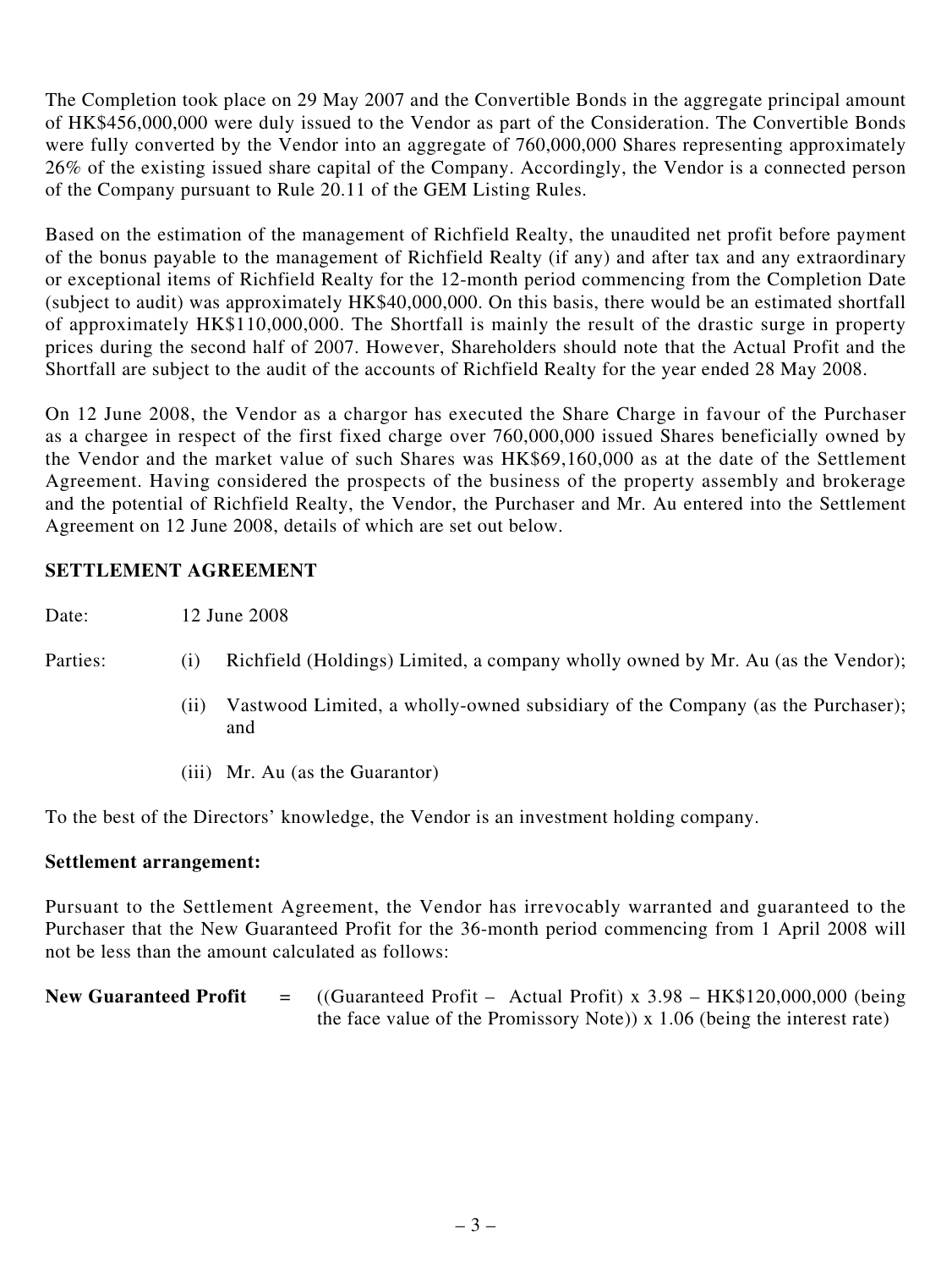The Completion took place on 29 May 2007 and the Convertible Bonds in the aggregate principal amount of HK$456,000,000 were duly issued to the Vendor as part of the Consideration. The Convertible Bonds were fully converted by the Vendor into an aggregate of 760,000,000 Shares representing approximately 26% of the existing issued share capital of the Company. Accordingly, the Vendor is a connected person of the Company pursuant to Rule 20.11 of the GEM Listing Rules.

Based on the estimation of the management of Richfield Realty, the unaudited net profit before payment of the bonus payable to the management of Richfield Realty (if any) and after tax and any extraordinary or exceptional items of Richfield Realty for the 12-month period commencing from the Completion Date (subject to audit) was approximately HK$40,000,000. On this basis, there would be an estimated shortfall of approximately HK$110,000,000. The Shortfall is mainly the result of the drastic surge in property prices during the second half of 2007. However, Shareholders should note that the Actual Profit and the Shortfall are subject to the audit of the accounts of Richfield Realty for the year ended 28 May 2008.

On 12 June 2008, the Vendor as a chargor has executed the Share Charge in favour of the Purchaser as a chargee in respect of the first fixed charge over 760,000,000 issued Shares beneficially owned by the Vendor and the market value of such Shares was HK$69,160,000 as at the date of the Settlement Agreement. Having considered the prospects of the business of the property assembly and brokerage and the potential of Richfield Realty, the Vendor, the Purchaser and Mr. Au entered into the Settlement Agreement on 12 June 2008, details of which are set out below.

**SETTLEMENT AGREEMENT**

Date: 12 June 2008

Parties:

(i) Richfield (Holdings) Limited, a company wholly owned by Mr. Au (as the Vendor);

(ii) Vastwood Limited, a wholly-owned subsidiary of the Company (as the Purchaser); and

(iii) Mr. Au (as the Guarantor)

To the best of the Directors' knowledge, the Vendor is an investment holding company.

**Settlement arrangement:**

Pursuant to the Settlement Agreement, the Vendor has irrevocably warranted and guaranteed to the Purchaser that the New Guaranteed Profit for the 36-month period commencing from 1 April 2008 will not be less than the amount calculated as follows:

**New Guaranteed Profit** = ((Guaranteed Profit – Actual Profit) x 3.98 – HK$120,000,000 (being the face value of the Promissory Note)) x 1.06 (being the interest rate)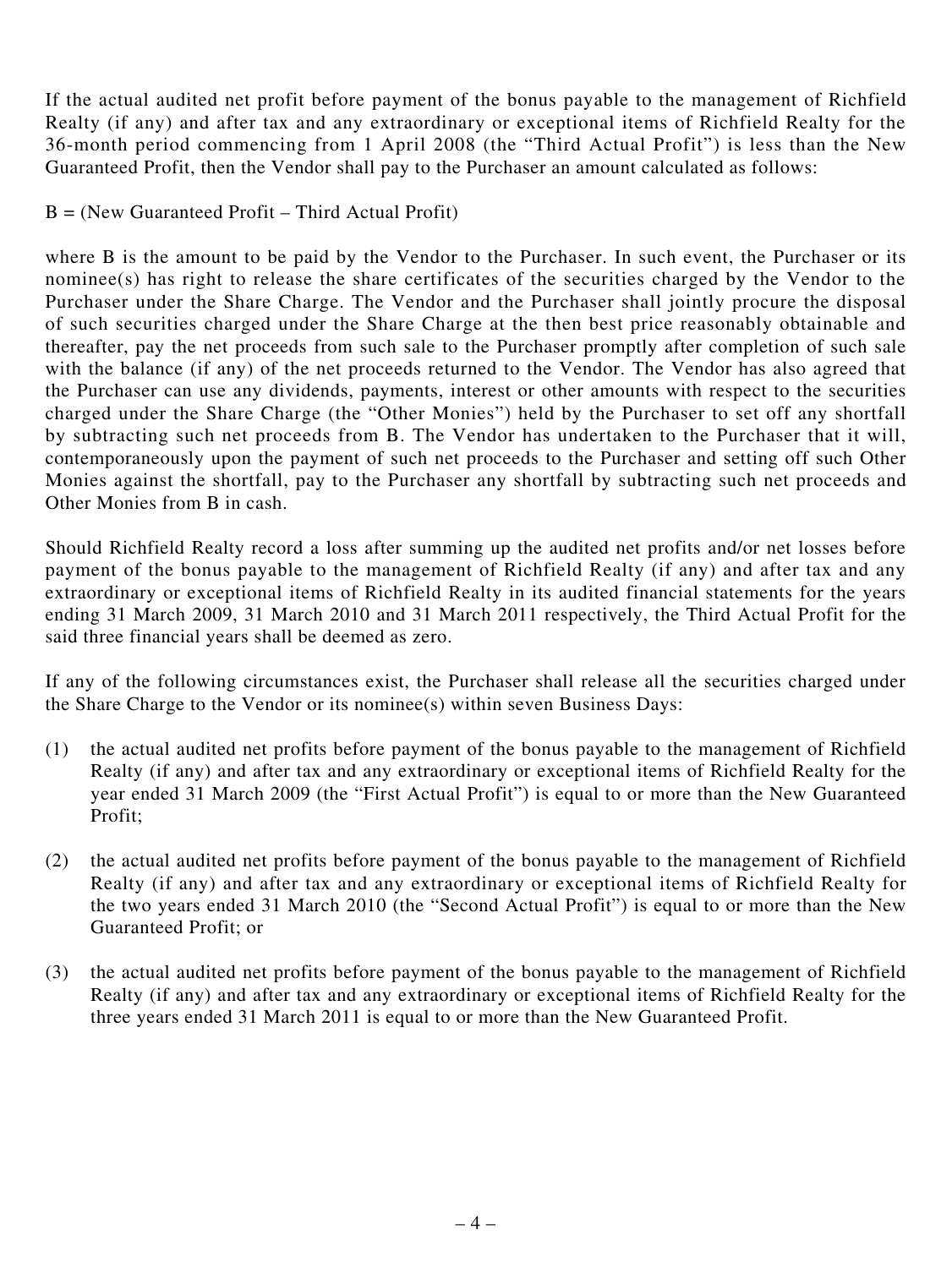If the actual audited net profit before payment of the bonus payable to the management of Richfield Realty (if any) and after tax and any extraordinary or exceptional items of Richfield Realty for the 36-month period commencing from 1 April 2008 (the "Third Actual Profit") is less than the New Guaranteed Profit, then the Vendor shall pay to the Purchaser an amount calculated as follows:

B = (New Guaranteed Profit – Third Actual Profit)

where B is the amount to be paid by the Vendor to the Purchaser. In such event, the Purchaser or its nominee(s) has right to release the share certificates of the securities charged by the Vendor to the Purchaser under the Share Charge. The Vendor and the Purchaser shall jointly procure the disposal of such securities charged under the Share Charge at the then best price reasonably obtainable and thereafter, pay the net proceeds from such sale to the Purchaser promptly after completion of such sale with the balance (if any) of the net proceeds returned to the Vendor. The Vendor has also agreed that the Purchaser can use any dividends, payments, interest or other amounts with respect to the securities charged under the Share Charge (the "Other Monies") held by the Purchaser to set off any shortfall by subtracting such net proceeds from B. The Vendor has undertaken to the Purchaser that it will, contemporaneously upon the payment of such net proceeds to the Purchaser and setting off such Other Monies against the shortfall, pay to the Purchaser any shortfall by subtracting such net proceeds and Other Monies from B in cash.

Should Richfield Realty record a loss after summing up the audited net profits and/or net losses before payment of the bonus payable to the management of Richfield Realty (if any) and after tax and any extraordinary or exceptional items of Richfield Realty in its audited financial statements for the years ending 31 March 2009, 31 March 2010 and 31 March 2011 respectively, the Third Actual Profit for the said three financial years shall be deemed as zero.

If any of the following circumstances exist, the Purchaser shall release all the securities charged under the Share Charge to the Vendor or its nominee(s) within seven Business Days:

(1) the actual audited net profits before payment of the bonus payable to the management of Richfield Realty (if any) and after tax and any extraordinary or exceptional items of Richfield Realty for the year ended 31 March 2009 (the "First Actual Profit") is equal to or more than the New Guaranteed Profit;

(2) the actual audited net profits before payment of the bonus payable to the management of Richfield Realty (if any) and after tax and any extraordinary or exceptional items of Richfield Realty for the two years ended 31 March 2010 (the "Second Actual Profit") is equal to or more than the New Guaranteed Profit; or

(3) the actual audited net profits before payment of the bonus payable to the management of Richfield Realty (if any) and after tax and any extraordinary or exceptional items of Richfield Realty for the three years ended 31 March 2011 is equal to or more than the New Guaranteed Profit.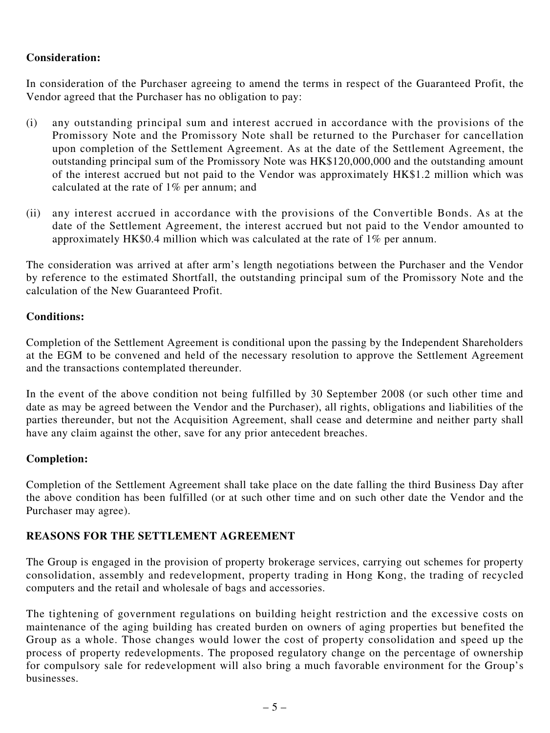**Consideration:**

In consideration of the Purchaser agreeing to amend the terms in respect of the Guaranteed Profit, the Vendor agreed that the Purchaser has no obligation to pay:

(i) any outstanding principal sum and interest accrued in accordance with the provisions of the Promissory Note and the Promissory Note shall be returned to the Purchaser for cancellation upon completion of the Settlement Agreement. As at the date of the Settlement Agreement, the outstanding principal sum of the Promissory Note was HK$120,000,000 and the outstanding amount of the interest accrued but not paid to the Vendor was approximately HK$1.2 million which was calculated at the rate of 1% per annum; and

(ii) any interest accrued in accordance with the provisions of the Convertible Bonds. As at the date of the Settlement Agreement, the interest accrued but not paid to the Vendor amounted to approximately HK$0.4 million which was calculated at the rate of 1% per annum.

The consideration was arrived at after arm's length negotiations between the Purchaser and the Vendor by reference to the estimated Shortfall, the outstanding principal sum of the Promissory Note and the calculation of the New Guaranteed Profit.

**Conditions:**

Completion of the Settlement Agreement is conditional upon the passing by the Independent Shareholders at the EGM to be convened and held of the necessary resolution to approve the Settlement Agreement and the transactions contemplated thereunder.

In the event of the above condition not being fulfilled by 30 September 2008 (or such other time and date as may be agreed between the Vendor and the Purchaser), all rights, obligations and liabilities of the parties thereunder, but not the Acquisition Agreement, shall cease and determine and neither party shall have any claim against the other, save for any prior antecedent breaches.

**Completion:**

Completion of the Settlement Agreement shall take place on the date falling the third Business Day after the above condition has been fulfilled (or at such other time and on such other date the Vendor and the Purchaser may agree).

## REASONS FOR THE SETTLEMENT AGREEMENT

The Group is engaged in the provision of property brokerage services, carrying out schemes for property consolidation, assembly and redevelopment, property trading in Hong Kong, the trading of recycled computers and the retail and wholesale of bags and accessories.

The tightening of government regulations on building height restriction and the excessive costs on maintenance of the aging building has created burden on owners of aging properties but benefited the Group as a whole. Those changes would lower the cost of property consolidation and speed up the process of property redevelopments. The proposed regulatory change on the percentage of ownership for compulsory sale for redevelopment will also bring a much favorable environment for the Group's businesses.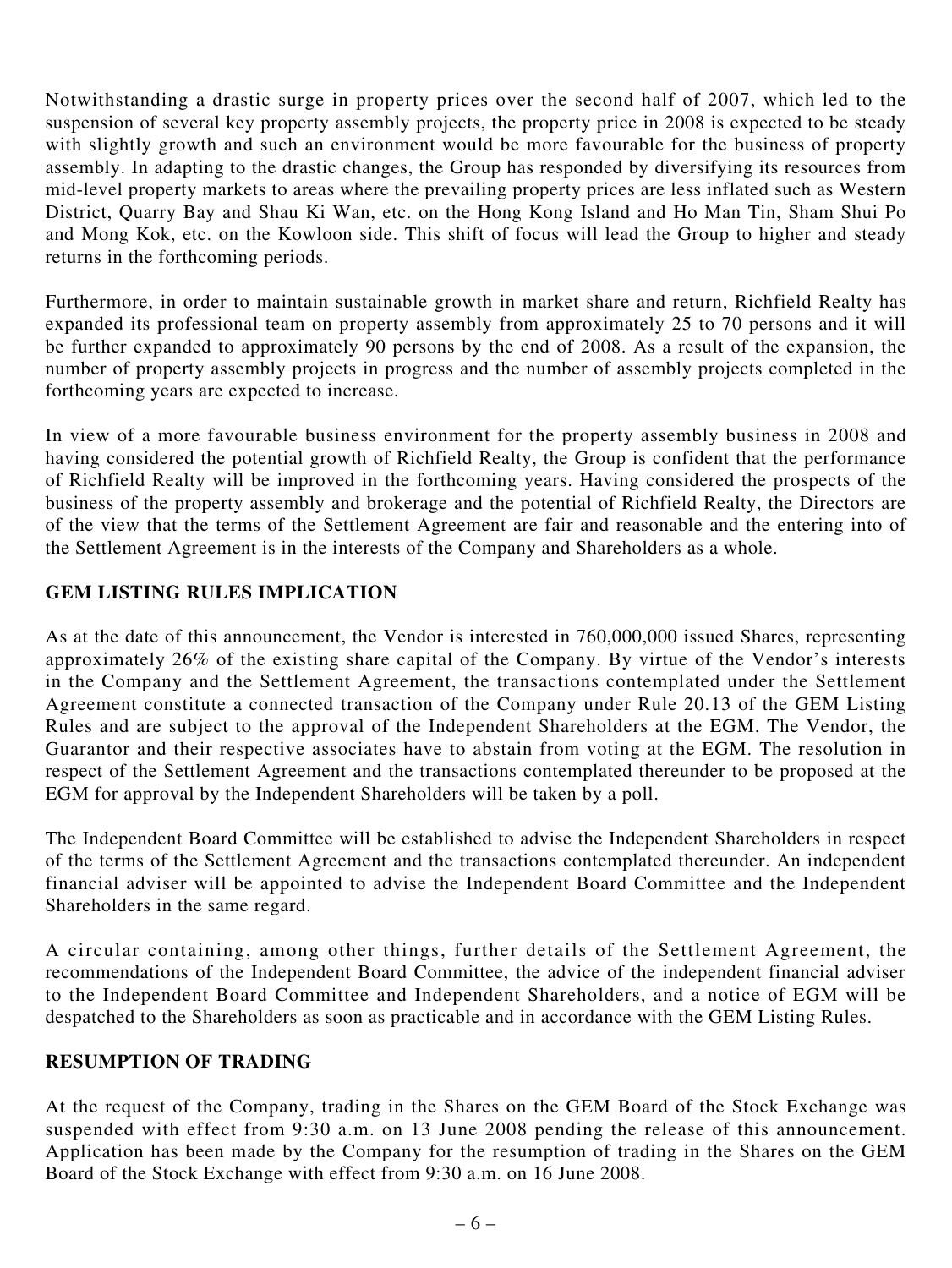Notwithstanding a drastic surge in property prices over the second half of 2007, which led to the suspension of several key property assembly projects, the property price in 2008 is expected to be steady with slightly growth and such an environment would be more favourable for the business of property assembly. In adapting to the drastic changes, the Group has responded by diversifying its resources from mid-level property markets to areas where the prevailing property prices are less inflated such as Western District, Quarry Bay and Shau Ki Wan, etc. on the Hong Kong Island and Ho Man Tin, Sham Shui Po and Mong Kok, etc. on the Kowloon side. This shift of focus will lead the Group to higher and steady returns in the forthcoming periods.

Furthermore, in order to maintain sustainable growth in market share and return, Richfield Realty has expanded its professional team on property assembly from approximately 25 to 70 persons and it will be further expanded to approximately 90 persons by the end of 2008. As a result of the expansion, the number of property assembly projects in progress and the number of assembly projects completed in the forthcoming years are expected to increase.

In view of a more favourable business environment for the property assembly business in 2008 and having considered the potential growth of Richfield Realty, the Group is confident that the performance of Richfield Realty will be improved in the forthcoming years. Having considered the prospects of the business of the property assembly and brokerage and the potential of Richfield Realty, the Directors are of the view that the terms of the Settlement Agreement are fair and reasonable and the entering into of the Settlement Agreement is in the interests of the Company and Shareholders as a whole.

## GEM LISTING RULES IMPLICATION

As at the date of this announcement, the Vendor is interested in 760,000,000 issued Shares, representing approximately 26% of the existing share capital of the Company. By virtue of the Vendor's interests in the Company and the Settlement Agreement, the transactions contemplated under the Settlement Agreement constitute a connected transaction of the Company under Rule 20.13 of the GEM Listing Rules and are subject to the approval of the Independent Shareholders at the EGM. The Vendor, the Guarantor and their respective associates have to abstain from voting at the EGM. The resolution in respect of the Settlement Agreement and the transactions contemplated thereunder to be proposed at the EGM for approval by the Independent Shareholders will be taken by a poll.

The Independent Board Committee will be established to advise the Independent Shareholders in respect of the terms of the Settlement Agreement and the transactions contemplated thereunder. An independent financial adviser will be appointed to advise the Independent Board Committee and the Independent Shareholders in the same regard.

A circular containing, among other things, further details of the Settlement Agreement, the recommendations of the Independent Board Committee, the advice of the independent financial adviser to the Independent Board Committee and Independent Shareholders, and a notice of EGM will be despatched to the Shareholders as soon as practicable and in accordance with the GEM Listing Rules.

## RESUMPTION OF TRADING

At the request of the Company, trading in the Shares on the GEM Board of the Stock Exchange was suspended with effect from 9:30 a.m. on 13 June 2008 pending the release of this announcement. Application has been made by the Company for the resumption of trading in the Shares on the GEM Board of the Stock Exchange with effect from 9:30 a.m. on 16 June 2008.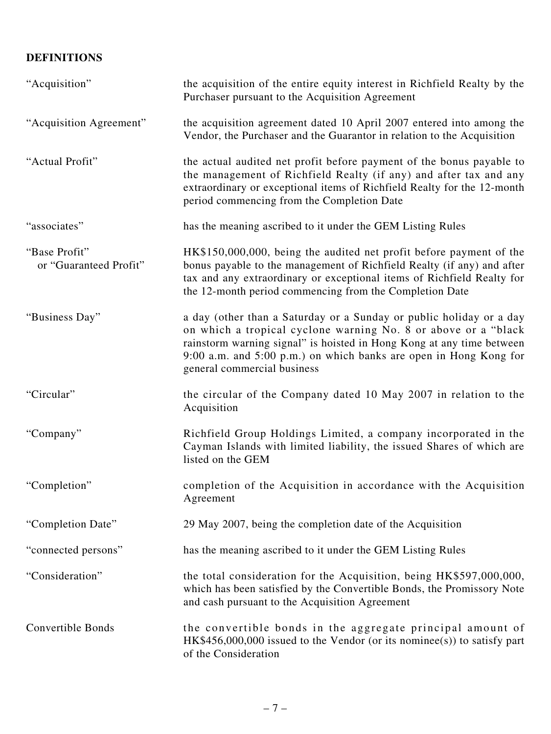## DEFINITIONS

| | |
|---|---|
| "Acquisition" | the acquisition of the entire equity interest in Richfield Realty by the Purchaser pursuant to the Acquisition Agreement |
| "Acquisition Agreement" | the acquisition agreement dated 10 April 2007 entered into among the Vendor, the Purchaser and the Guarantor in relation to the Acquisition |
| "Actual Profit" | the actual audited net profit before payment of the bonus payable to the management of Richfield Realty (if any) and after tax and any extraordinary or exceptional items of Richfield Realty for the 12-month period commencing from the Completion Date |
| "associates" | has the meaning ascribed to it under the GEM Listing Rules |
| "Base Profit" or "Guaranteed Profit" | HK$150,000,000, being the audited net profit before payment of the bonus payable to the management of Richfield Realty (if any) and after tax and any extraordinary or exceptional items of Richfield Realty for the 12-month period commencing from the Completion Date |
| "Business Day" | a day (other than a Saturday or a Sunday or public holiday or a day on which a tropical cyclone warning No. 8 or above or a "black rainstorm warning signal" is hoisted in Hong Kong at any time between 9:00 a.m. and 5:00 p.m.) on which banks are open in Hong Kong for general commercial business |
| "Circular" | the circular of the Company dated 10 May 2007 in relation to the Acquisition |
| "Company" | Richfield Group Holdings Limited, a company incorporated in the Cayman Islands with limited liability, the issued Shares of which are listed on the GEM |
| "Completion" | completion of the Acquisition in accordance with the Acquisition Agreement |
| "Completion Date" | 29 May 2007, being the completion date of the Acquisition |
| "connected persons" | has the meaning ascribed to it under the GEM Listing Rules |
| "Consideration" | the total consideration for the Acquisition, being HK$597,000,000, which has been satisfied by the Convertible Bonds, the Promissory Note and cash pursuant to the Acquisition Agreement |
| Convertible Bonds | the convertible bonds in the aggregate principal amount of HK$456,000,000 issued to the Vendor (or its nominee(s)) to satisfy part of the Consideration |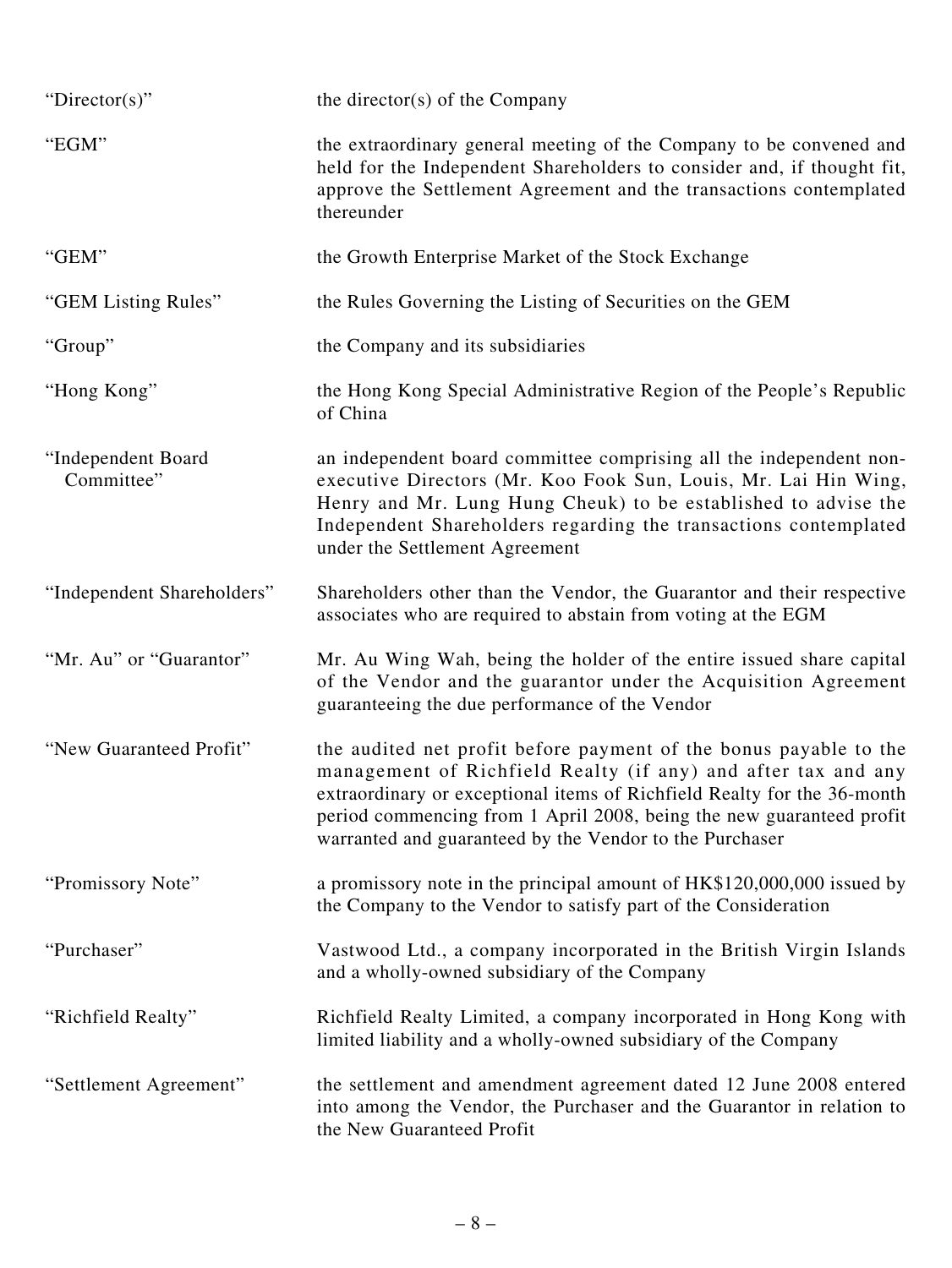| | |
|---|---|
| "Director(s)" | the director(s) of the Company |
| "EGM" | the extraordinary general meeting of the Company to be convened and held for the Independent Shareholders to consider and, if thought fit, approve the Settlement Agreement and the transactions contemplated thereunder |
| "GEM" | the Growth Enterprise Market of the Stock Exchange |
| "GEM Listing Rules" | the Rules Governing the Listing of Securities on the GEM |
| "Group" | the Company and its subsidiaries |
| "Hong Kong" | the Hong Kong Special Administrative Region of the People's Republic of China |
| "Independent Board Committee" | an independent board committee comprising all the independent non-executive Directors (Mr. Koo Fook Sun, Louis, Mr. Lai Hin Wing, Henry and Mr. Lung Hung Cheuk) to be established to advise the Independent Shareholders regarding the transactions contemplated under the Settlement Agreement |
| "Independent Shareholders" | Shareholders other than the Vendor, the Guarantor and their respective associates who are required to abstain from voting at the EGM |
| "Mr. Au" or "Guarantor" | Mr. Au Wing Wah, being the holder of the entire issued share capital of the Vendor and the guarantor under the Acquisition Agreement guaranteeing the due performance of the Vendor |
| "New Guaranteed Profit" | the audited net profit before payment of the bonus payable to the management of Richfield Realty (if any) and after tax and any extraordinary or exceptional items of Richfield Realty for the 36-month period commencing from 1 April 2008, being the new guaranteed profit warranted and guaranteed by the Vendor to the Purchaser |
| "Promissory Note" | a promissory note in the principal amount of HK$120,000,000 issued by the Company to the Vendor to satisfy part of the Consideration |
| "Purchaser" | Vastwood Ltd., a company incorporated in the British Virgin Islands and a wholly-owned subsidiary of the Company |
| "Richfield Realty" | Richfield Realty Limited, a company incorporated in Hong Kong with limited liability and a wholly-owned subsidiary of the Company |
| "Settlement Agreement" | the settlement and amendment agreement dated 12 June 2008 entered into among the Vendor, the Purchaser and the Guarantor in relation to the New Guaranteed Profit |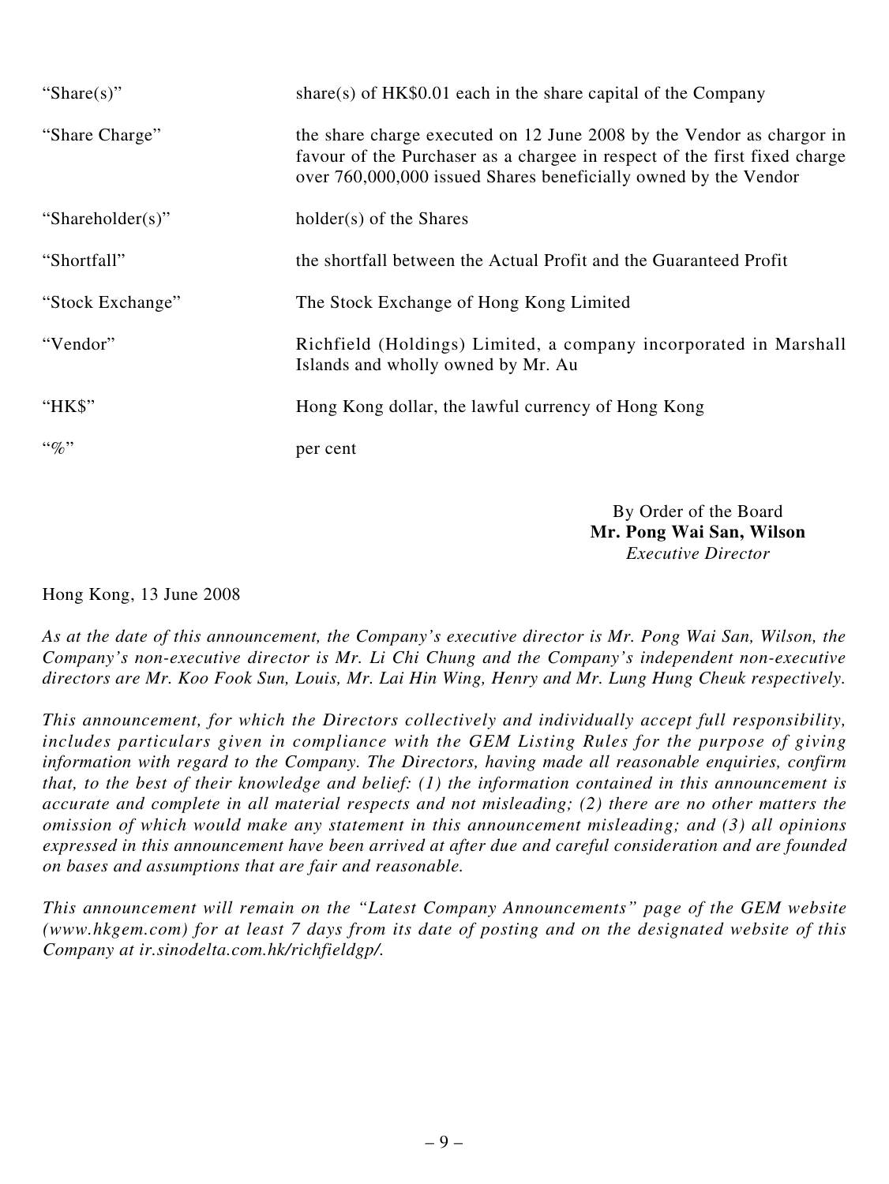| | |
|---|---|
| "Share(s)" | share(s) of HK$0.01 each in the share capital of the Company |
| "Share Charge" | the share charge executed on 12 June 2008 by the Vendor as chargor in favour of the Purchaser as a chargee in respect of the first fixed charge over 760,000,000 issued Shares beneficially owned by the Vendor |
| "Shareholder(s)" | holder(s) of the Shares |
| "Shortfall" | the shortfall between the Actual Profit and the Guaranteed Profit |
| "Stock Exchange" | The Stock Exchange of Hong Kong Limited |
| "Vendor" | Richfield (Holdings) Limited, a company incorporated in Marshall Islands and wholly owned by Mr. Au |
| "HK$" | Hong Kong dollar, the lawful currency of Hong Kong |
| "%" | per cent |

By Order of the Board
**Mr. Pong Wai San, Wilson**
*Executive Director*

Hong Kong, 13 June 2008

*As at the date of this announcement, the Company's executive director is Mr. Pong Wai San, Wilson, the Company's non-executive director is Mr. Li Chi Chung and the Company's independent non-executive directors are Mr. Koo Fook Sun, Louis, Mr. Lai Hin Wing, Henry and Mr. Lung Hung Cheuk respectively.*

*This announcement, for which the Directors collectively and individually accept full responsibility, includes particulars given in compliance with the GEM Listing Rules for the purpose of giving information with regard to the Company. The Directors, having made all reasonable enquiries, confirm that, to the best of their knowledge and belief: (1) the information contained in this announcement is accurate and complete in all material respects and not misleading; (2) there are no other matters the omission of which would make any statement in this announcement misleading; and (3) all opinions expressed in this announcement have been arrived at after due and careful consideration and are founded on bases and assumptions that are fair and reasonable.*

*This announcement will remain on the "Latest Company Announcements" page of the GEM website (www.hkgem.com) for at least 7 days from its date of posting and on the designated website of this Company at ir.sinodelta.com.hk/richfieldgp/.*